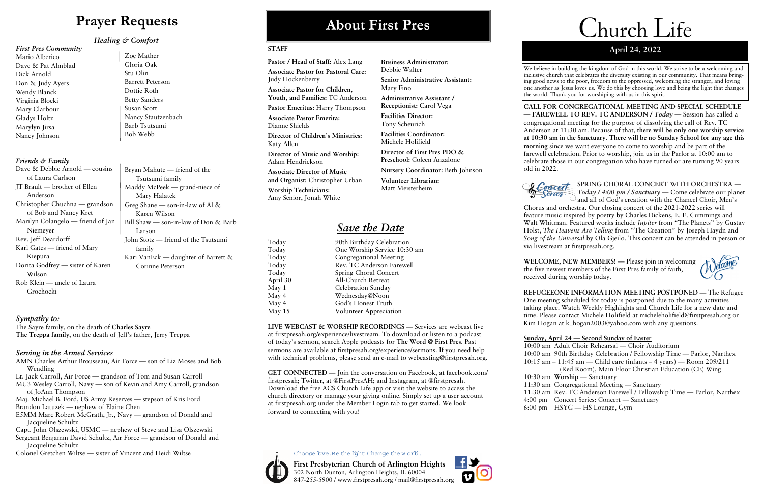# Prayer Requests

## *Healing & Comfort*

### *First Pres Community*

Mario Alberico
Dave & Pat Almblad
Dick Arnold
Don & Judy Ayers
Wendy Blanck
Virginia Blocki
Mary Clarbour
Gladys Holtz
Marylyn Jirsa
Nancy Johnson
Zoe Mather
Gloria Oak
Stu Olin
Barrett Peterson
Dottie Roth
Betty Sanders
Susan Scott
Nancy Stautzenbach
Barb Tsutsumi
Bob Webb

### *Friends & Family*

Dave & Debbie Arnold — cousins of Laura Carlson
JT Brault — brother of Ellen Anderson
Christopher Chuchna — grandson of Bob and Nancy Kret
Marilyn Colangelo — friend of Jan Niemeyer
Rev. Jeff Deardorff
Karl Gates — friend of Mary Kiepura
Dorita Godfrey — sister of Karen Wilson
Rob Klein — uncle of Laura Grochocki
Bryan Mahute — friend of the Tsutsumi family
Maddy McPeek — grand-niece of Mary Halatek
Greg Shane — son-in-law of Al & Karen Wilson
Bill Shaw — son-in-law of Don & Barb Larson
John Stotz — friend of the Tsutsumi family
Kari VanEck — daughter of Barrett & Corinne Peterson

### *Sympathy to:*

The Sayre family, on the death of **Charles Sayre**
**The Treppa family**, on the death of Jeff's father, Jerry Treppa

### *Serving in the Armed Services*

AMN Charles Arthur Brousseau, Air Force — son of Liz Moses and Bob Wendling
Lt. Jack Carroll, Air Force — grandson of Tom and Susan Carroll
MU3 Wesley Carroll, Navy — son of Kevin and Amy Carroll, grandson of JoAnn Thompson
Maj. Michael B. Ford, US Army Reserves — stepson of Kris Ford
Brandon Latuzek — nephew of Elaine Chen
E5MM Marc Robert McGrath, Jr., Navy — grandson of Donald and Jacqueline Schultz
Capt. John Olszewski, USMC — nephew of Steve and Lisa Olszewski
Sergeant Benjamin David Schultz, Air Force — grandson of Donald and Jacqueline Schultz
Colonel Gretchen Wiltse — sister of Vincent and Heidi Wiltse

# About First Pres

## STAFF

**Pastor / Head of Staff:** Alex Lang
**Associate Pastor for Pastoral Care:** Judy Hockenberry
**Associate Pastor for Children, Youth, and Families:** TC Anderson
**Pastor Emeritus:** Harry Thompson
**Associate Pastor Emerita:** Dianne Shields
**Director of Children's Ministries:** Katy Allen
**Director of Music and Worship:** Adam Hendrickson
**Associate Director of Music and Organist:** Christopher Urban
**Worship Technicians:** Amy Senior, Jonah White
**Business Administrator:** Debbie Walter
**Senior Administrative Assistant:** Mary Fino
**Administrative Assistant / Receptionist:** Carol Vega
**Facilities Director:** Tony Scheurich
**Facilities Coordinator:** Michele Holifield
**Director of First Pres PDO & Preschool:** Coleen Anzalone
**Nursery Coordinator:** Beth Johnson
**Volunteer Librarian:** Matt Meisterheim

## *Save the Date*

| | |
|---|---|
| Today | 90th Birthday Celebration |
| Today | One Worship Service 10:30 am |
| Today | Congregational Meeting |
| Today | Rev. TC Anderson Farewell |
| Today | Spring Choral Concert |
| April 30 | All-Church Retreat |
| May 1 | Celebration Sunday |
| May 4 | Wednesday@Noon |
| May 4 | God's Honest Truth |
| May 15 | Volunteer Appreciation |

**LIVE WEBCAST & WORSHIP RECORDINGS —** Services are webcast live at firstpresah.org/experience/livestream. To download or listen to a podcast of today's sermon, search Apple podcasts for **The Word @ First Pres**. Past sermons are available at firstpresah.org/experience/sermons. If you need help with technical problems, please send an e-mail to webcasting@firstpresah.org.

**GET CONNECTED —** Join the conversation on Facebook, at facebook.com/firstpresah; Twitter, at @FirstPresAH; and Instagram, at @firstpresah. Download the free ACS Church Life app or visit the website to access the church directory or manage your giving online. Simply set up a user account at firstpresah.org under the Member Login tab to get started. We look forward to connecting with you!

Choose love. Be the light. Change the world.

**First Presbyterian Church of Arlington Heights**
302 North Dunton, Arlington Heights, IL 60004
847-255-5900 / www.firstpresah.org / mail@firstpresah.org

# Church Life

## April 24, 2022

We believe in building the kingdom of God in this world. We strive to be a welcoming and inclusive church that celebrates the diversity existing in our community. That means bringing good news to the poor, freedom to the oppressed, welcoming the stranger, and loving one another as Jesus loves us. We do this by choosing love and being the light that changes the world. Thank you for worshiping with us in this spirit.

**CALL FOR CONGREGATIONAL MEETING AND SPECIAL SCHEDULE — FAREWELL TO REV. TC ANDERSON /** ***Today*** **—** Session has called a congregational meeting for the purpose of dissolving the call of Rev. TC Anderson at 11:30 am. Because of that, **there will be only one worship service at 10:30 am in the Sanctuary. There will be no Sunday School for any age this morning** since we want everyone to come to worship and be part of the farewell celebration. Prior to worship, join us in the Parlor at 10:00 am to celebrate those in our congregation who have turned or are turning 90 years old in 2022.

**SPRING CHORAL CONCERT WITH ORCHESTRA —** ***Today / 4:00 pm / Sanctuary*** **—** Come celebrate our planet and all of God's creation with the Chancel Choir, Men's Chorus and orchestra. Our closing concert of the 2021-2022 series will feature music inspired by poetry by Charles Dickens, E. E. Cummings and Walt Whitman. Featured works include *Jupiter* from "The Planets" by Gustav Holst, *The Heavens Are Telling* from "The Creation" by Joseph Haydn and *Song of the Universal* by Ola Gjeilo. This concert can be attended in person or via livestream at firstpresah.org.

**WELCOME, NEW MEMBERS! —** Please join in welcoming the five newest members of the First Pres family of faith, received during worship today.

**REFUGEEONE INFORMATION MEETING POSTPONED —** The RefugeeOne meeting scheduled for today is postponed due to the many activities taking place. Watch Weekly Highlights and Church Life for a new date and time. Please contact Michele Holifield at micheleholifield@firstpresah.org or Kim Hogan at k_hogan2003@yahoo.com with any questions.

### Sunday, April 24 — Second Sunday of Easter

10:00 am Adult Choir Rehearsal — Choir Auditorium
10:00 am 90th Birthday Celebration / Fellowship Time — Parlor, Narthex
10:15 am – 11:45 am — Child care (infants – 4 years) — Room 209/211 (Red Room), Main Floor Christian Education (CE) Wing
10:30 am **Worship** — Sanctuary
11:30 am Congregational Meeting — Sanctuary
11:30 am Rev. TC Anderson Farewell / Fellowship Time — Parlor, Narthex
4:00 pm Concert Series: Concert — Sanctuary
6:00 pm HSYG — HS Lounge, Gym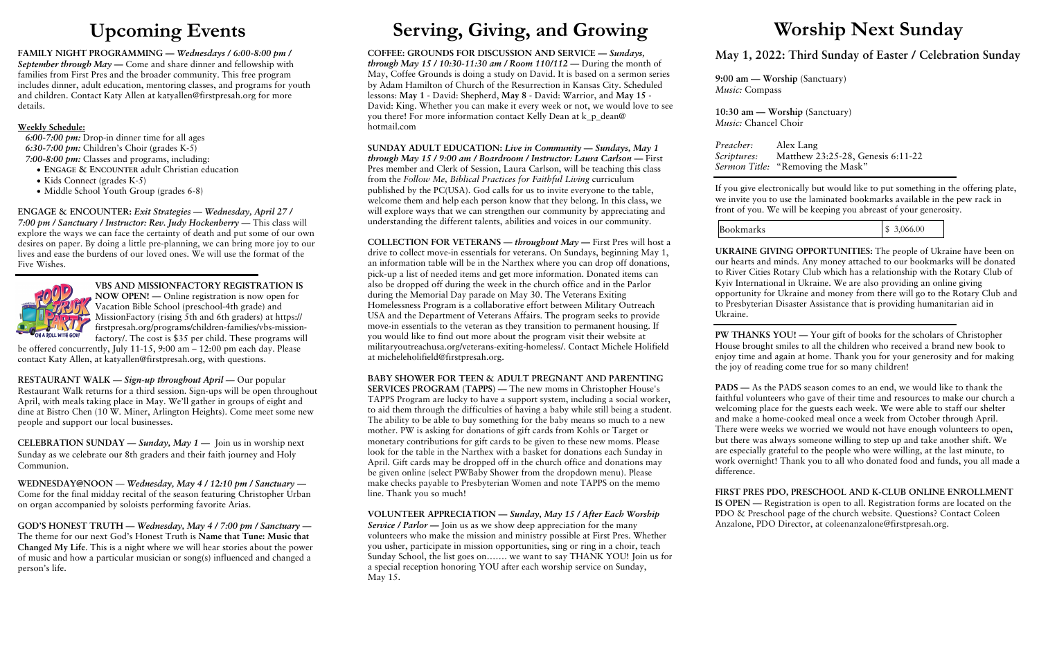# Upcoming Events

**FAMILY NIGHT PROGRAMMING —** ***Wednesdays / 6:00-8:00 pm / September through May*** **—** Come and share dinner and fellowship with families from First Pres and the broader community. This free program includes dinner, adult education, mentoring classes, and programs for youth and children. Contact Katy Allen at katyallen@firstpresah.org for more details.

**Weekly Schedule:**

*6:00-7:00 pm:* Drop-in dinner time for all ages
*6:30-7:00 pm:* Children's Choir (grades K-5)
*7:00-8:00 pm:* Classes and programs, including:

- ENGAGE & ENCOUNTER adult Christian education
- Kids Connect (grades K-5)
- Middle School Youth Group (grades 6-8)

**ENGAGE & ENCOUNTER:** ***Exit Strategies — Wednesday, April 27 / 7:00 pm / Sanctuary / Instructor: Rev. Judy Hockenberry*** **—** This class will explore the ways we can face the certainty of death and put some of our own desires on paper. By doing a little pre-planning, we can bring more joy to our lives and ease the burdens of our loved ones. We will use the format of the Five Wishes.

**VBS AND MISSIONFACTORY REGISTRATION IS NOW OPEN! —** Online registration is now open for Vacation Bible School (preschool-4th grade) and MissionFactory (rising 5th and 6th graders) at https://firstpresah.org/programs/children-families/vbs-mission-factory/. The cost is $35 per child. These programs will be offered concurrently, July 11-15, 9:00 am – 12:00 pm each day. Please contact Katy Allen, at katyallen@firstpresah.org, with questions.

**RESTAURANT WALK —** ***Sign-up throughout April*** **—** Our popular Restaurant Walk returns for a third session. Sign-ups will be open throughout April, with meals taking place in May. We'll gather in groups of eight and dine at Bistro Chen (10 W. Miner, Arlington Heights). Come meet some new people and support our local businesses.

**CELEBRATION SUNDAY —** ***Sunday, May 1*** **—** Join us in worship next Sunday as we celebrate our 8th graders and their faith journey and Holy Communion.

**WEDNESDAY@NOON —** ***Wednesday, May 4 / 12:10 pm / Sanctuary*** **—** Come for the final midday recital of the season featuring Christopher Urban on organ accompanied by soloists performing favorite Arias.

**GOD'S HONEST TRUTH —** ***Wednesday, May 4 / 7:00 pm / Sanctuary*** **—** The theme for our next God's Honest Truth is **Name that Tune: Music that Changed My Life**. This is a night where we will hear stories about the power of music and how a particular musician or song(s) influenced and changed a person's life.

# Serving, Giving, and Growing

**COFFEE: GROUNDS FOR DISCUSSION AND SERVICE —** ***Sundays, through May 15 / 10:30-11:30 am / Room 110/112*** **—** During the month of May, Coffee Grounds is doing a study on David. It is based on a sermon series by Adam Hamilton of Church of the Resurrection in Kansas City. Scheduled lessons: **May 1** - David: Shepherd, **May 8** - David: Warrior, and **May 15** - David: King. Whether you can make it every week or not, we would love to see you there! For more information contact Kelly Dean at k_p_dean@hotmail.com

**SUNDAY ADULT EDUCATION:** ***Live in Community — Sundays, May 1 through May 15 / 9:00 am / Boardroom / Instructor: Laura Carlson*** **—** First Pres member and Clerk of Session, Laura Carlson, will be teaching this class from the *Follow Me, Biblical Practices for Faithful Living* curriculum published by the PC(USA). God calls for us to invite everyone to the table, welcome them and help each person know that they belong. In this class, we will explore ways that we can strengthen our community by appreciating and understanding the different talents, abilities and voices in our community.

**COLLECTION FOR VETERANS —** ***throughout May*** **—** First Pres will host a drive to collect move-in essentials for veterans. On Sundays, beginning May 1, an information table will be in the Narthex where you can drop off donations, pick-up a list of needed items and get more information. Donated items can also be dropped off during the week in the church office and in the Parlor during the Memorial Day parade on May 30. The Veterans Exiting Homelessness Program is a collaborative effort between Military Outreach USA and the Department of Veterans Affairs. The program seeks to provide move-in essentials to the veteran as they transition to permanent housing. If you would like to find out more about the program visit their website at militaryoutreachusa.org/veterans-exiting-homeless/. Contact Michele Holifield at micheleholifield@firstpresah.org.

**BABY SHOWER FOR TEEN & ADULT PREGNANT AND PARENTING SERVICES PROGRAM (TAPPS) —** The new moms in Christopher House's TAPPS Program are lucky to have a support system, including a social worker, to aid them through the difficulties of having a baby while still being a student. The ability to be able to buy something for the baby means so much to a new mother. PW is asking for donations of gift cards from Kohls or Target or monetary contributions for gift cards to be given to these new moms. Please look for the table in the Narthex with a basket for donations each Sunday in April. Gift cards may be dropped off in the church office and donations may be given online (select PWBaby Shower from the dropdown menu). Please make checks payable to Presbyterian Women and note TAPPS on the memo line. Thank you so much!

**VOLUNTEER APPRECIATION —** ***Sunday, May 15 / After Each Worship Service / Parlor*** **—** Join us as we show deep appreciation for the many volunteers who make the mission and ministry possible at First Pres. Whether you usher, participate in mission opportunities, sing or ring in a choir, teach Sunday School, the list goes on……. we want to say THANK YOU! Join us for a special reception honoring YOU after each worship service on Sunday, May 15.

# Worship Next Sunday

## May 1, 2022: Third Sunday of Easter / Celebration Sunday

**9:00 am — Worship** (Sanctuary)
*Music:* Compass

**10:30 am — Worship** (Sanctuary)
*Music:* Chancel Choir

*Preacher:* Alex Lang
*Scriptures:* Matthew 23:25-28, Genesis 6:11-22
*Sermon Title:* "Removing the Mask"

If you give electronically but would like to put something in the offering plate, we invite you to use the laminated bookmarks available in the pew rack in front of you. We will be keeping you abreast of your generosity.

| | |
|---|---|
| Bookmarks | $ 3,066.00 |

**UKRAINE GIVING OPPORTUNITIES:** The people of Ukraine have been on our hearts and minds. Any money attached to our bookmarks will be donated to River Cities Rotary Club which has a relationship with the Rotary Club of Kyiv International in Ukraine. We are also providing an online giving opportunity for Ukraine and money from there will go to the Rotary Club and to Presbyterian Disaster Assistance that is providing humanitarian aid in Ukraine.

**PW THANKS YOU! —** Your gift of books for the scholars of Christopher House brought smiles to all the children who received a brand new book to enjoy time and again at home. Thank you for your generosity and for making the joy of reading come true for so many children!

**PADS —** As the PADS season comes to an end, we would like to thank the faithful volunteers who gave of their time and resources to make our church a welcoming place for the guests each week. We were able to staff our shelter and make a home-cooked meal once a week from October through April. There were weeks we worried we would not have enough volunteers to open, but there was always someone willing to step up and take another shift. We are especially grateful to the people who were willing, at the last minute, to work overnight! Thank you to all who donated food and funds, you all made a difference.

**FIRST PRES PDO, PRESCHOOL AND K-CLUB ONLINE ENROLLMENT IS OPEN —** Registration is open to all. Registration forms are located on the PDO & Preschool page of the church website. Questions? Contact Coleen Anzalone, PDO Director, at coleenanzalone@firstpresah.org.